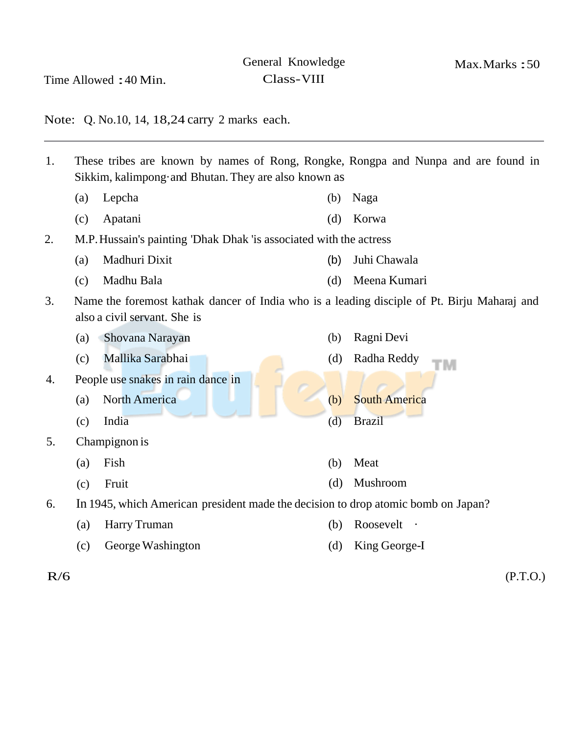General Knowledge

Class-VIII

Time Allowed : 40 Min.

Max. Marks : 50

Note: Q. No.10, 14, 18,24 carry 2 marks each.

---

1. These tribes are known by names of Rong, Rongke, Rongpa and Nunpa and are found in Sikkim, kalimpong·and Bhutan. They are also known as
   - (a) Lepcha
   - (b) Naga
   - (c) Apatani
   - (d) Korwa
2. M.P. Hussain's painting 'Dhak Dhak 'is associated with the actress
   - (a) Madhuri Dixit
   - (b) Juhi Chawala
   - (c) Madhu Bala
   - (d) Meena Kumari
3. Name the foremost kathak dancer of India who is a leading disciple of Pt. Birju Maharaj and also a civil servant. She is
   - (a) Shovana Narayan
   - (b) Ragni Devi
   - (c) Mallika Sarabhai
   - (d) Radha Reddy
4. People use snakes in rain dance in
   - (a) North America
   - (b) South America
   - (c) India
   - (d) Brazil
5. Champignon is
   - (a) Fish
   - (b) Meat
   - (c) Fruit
   - (d) Mushroom
6. In 1945, which American president made the decision to drop atomic bomb on Japan?
   - (a) Harry Truman
   - (b) Roosevelt
   - (c) George Washington
   - (d) King George-I

R/6

(P.T.O.)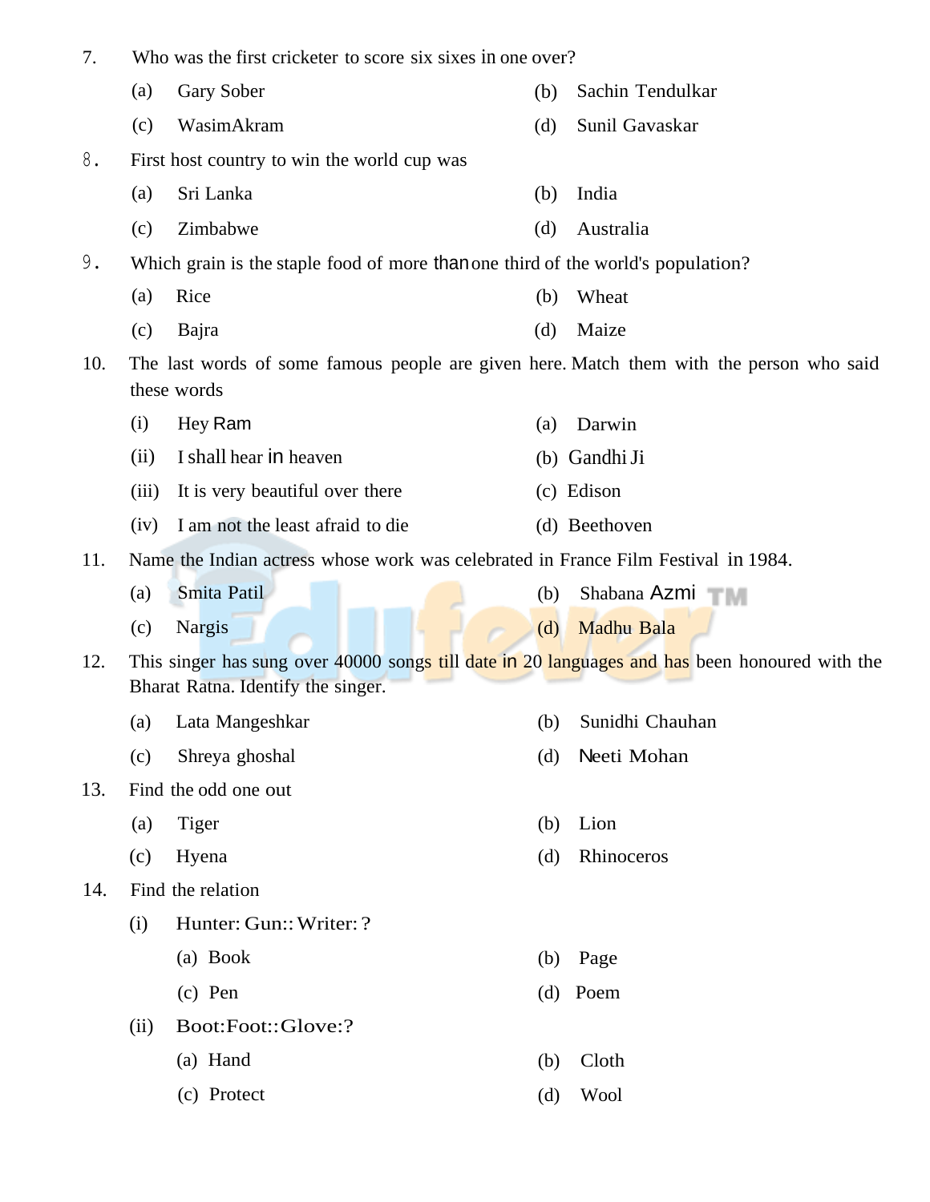7. Who was the first cricketer to score six sixes in one over?

   (a) Gary Sober (b) Sachin Tendulkar

   (c) WasimAkram (d) Sunil Gavaskar

8. First host country to win the world cup was

   (a) Sri Lanka (b) India

   (c) Zimbabwe (d) Australia

9. Which grain is the staple food of more than one third of the world's population?

   (a) Rice (b) Wheat

   (c) Bajra (d) Maize

10. The last words of some famous people are given here. Match them with the person who said these words

| | | | |
|---|---|---|---|
| (i) | Hey Ram | (a) | Darwin |
| (ii) | I shall hear in heaven | (b) | Gandhi Ji |
| (iii) | It is very beautiful over there | (c) | Edison |
| (iv) | I am not the least afraid to die | (d) | Beethoven |

11. Name the Indian actress whose work was celebrated in France Film Festival in 1984.

    (a) Smita Patil (b) Shabana Azmi

    (c) Nargis (d) Madhu Bala

12. This singer has sung over 40000 songs till date in 20 languages and has been honoured with the Bharat Ratna. Identify the singer.

    (a) Lata Mangeshkar (b) Sunidhi Chauhan

    (c) Shreya ghoshal (d) Neeti Mohan

13. Find the odd one out

    (a) Tiger (b) Lion

    (c) Hyena (d) Rhinoceros

14. Find the relation

    (i) Hunter: Gun:: Writer: ?

    (a) Book (b) Page

    (c) Pen (d) Poem

    (ii) Boot:Foot::Glove:?

    (a) Hand (b) Cloth

    (c) Protect (d) Wool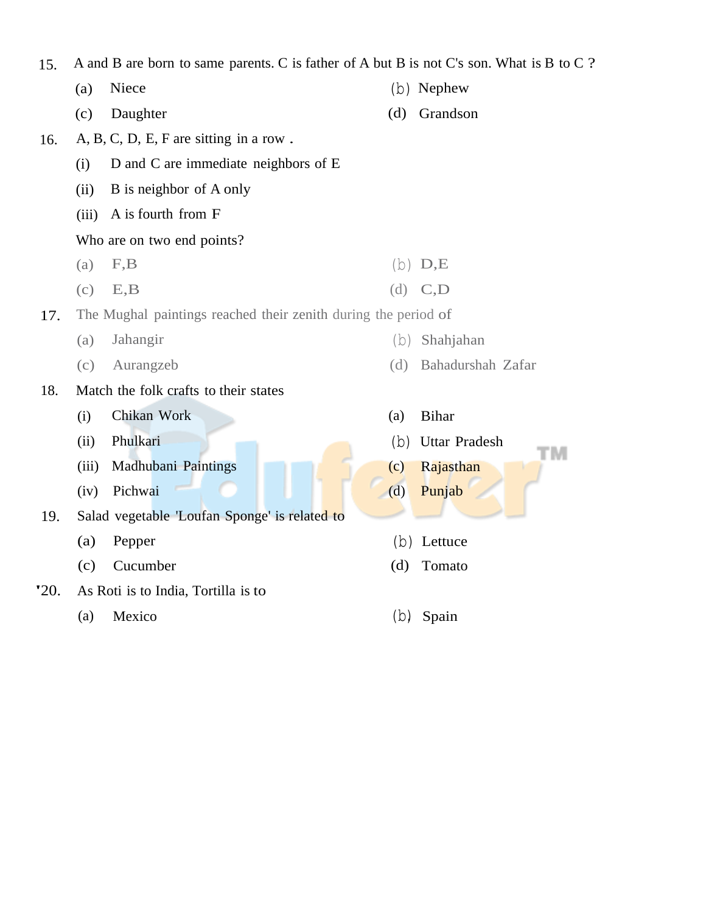15. A and B are born to same parents. C is father of A but B is not C's son. What is B to C ?

(a) Niece
(b) Nephew
(c) Daughter
(d) Grandson

16. A, B, C, D, E, F are sitting in a row .

(i) D and C are immediate neighbors of E
(ii) B is neighbor of A only
(iii) A is fourth from F

Who are on two end points?

(a) F,B
(b) D,E
(c) E,B
(d) C,D

17. The Mughal paintings reached their zenith during the period of

(a) Jahangir
(b) Shahjahan
(c) Aurangzeb
(d) Bahadurshah Zafar

18. Match the folk crafts to their states

| | | | |
|---|---|---|---|
| (i) | Chikan Work | (a) | Bihar |
| (ii) | Phulkari | (b) | Uttar Pradesh |
| (iii) | Madhubani Paintings | (c) | Rajasthan |
| (iv) | Pichwai | (d) | Punjab |

19. Salad vegetable 'Loufan Sponge' is related to

(a) Pepper
(b) Lettuce
(c) Cucumber
(d) Tomato

20. As Roti is to India, Tortilla is to

(a) Mexico
(b) Spain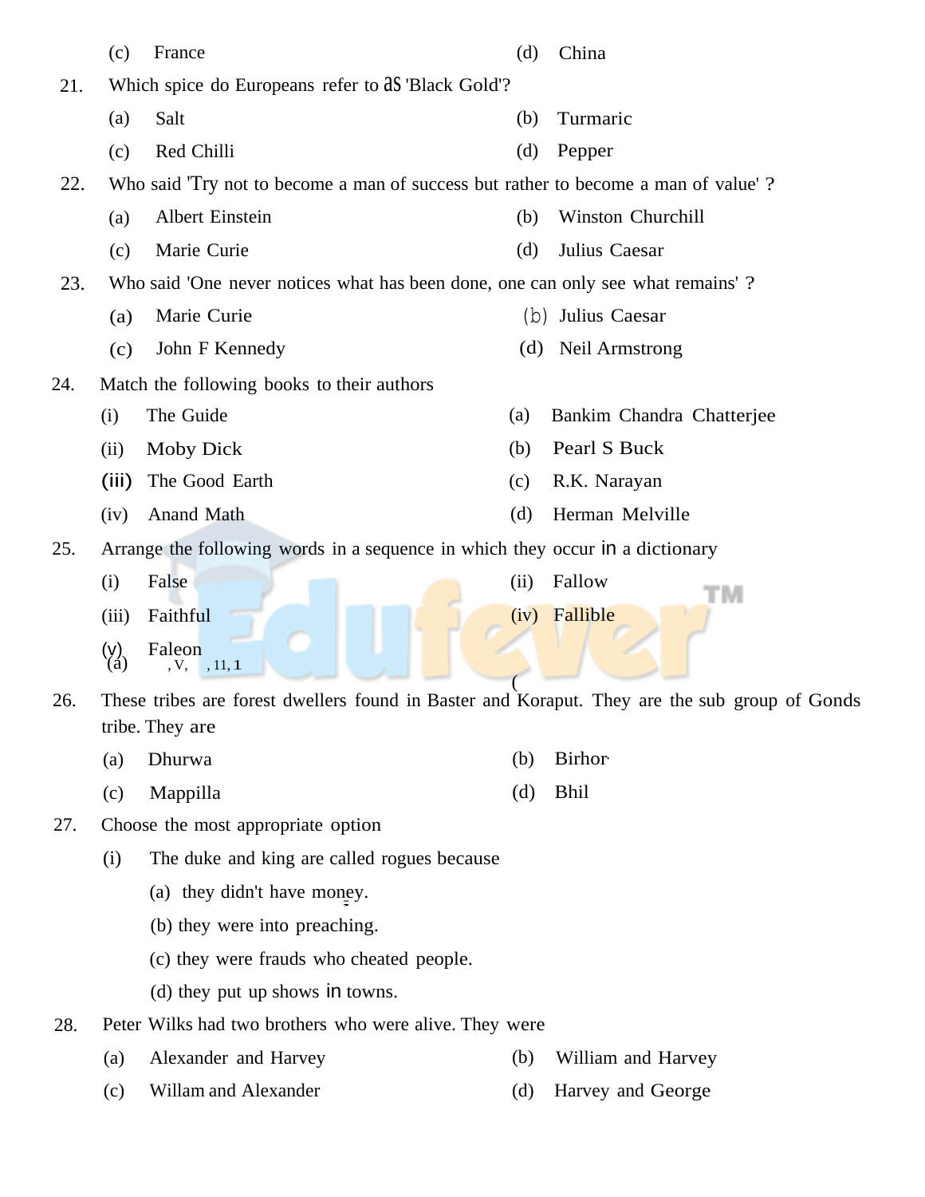(c) France (d) China

21. Which spice do Europeans refer to as 'Black Gold'?

(a) Salt (b) Turmaric

(c) Red Chilli (d) Pepper

22. Who said 'Try not to become a man of success but rather to become a man of value' ?

(a) Albert Einstein (b) Winston Churchill

(c) Marie Curie (d) Julius Caesar

23. Who said 'One never notices what has been done, one can only see what remains' ?

(a) Marie Curie (b) Julius Caesar

(c) John F Kennedy (d) Neil Armstrong

24. Match the following books to their authors

(i) The Guide (a) Bankim Chandra Chatterjee

(ii) Moby Dick (b) Pearl S Buck

(iii) The Good Earth (c) R.K. Narayan

(iv) Anand Math (d) Herman Melville

25. Arrange the following words in a sequence in which they occur in a dictionary

(i) False (ii) Fallow

(iii) Faithful (iv) Fallible

(v) Faleon

(a) , V, , 11, 1

(

26. These tribes are forest dwellers found in Baster and Koraput. They are the sub group of Gonds tribe. They are

(a) Dhurwa (b) Birhor

(c) Mappilla (d) Bhil

27. Choose the most appropriate option

(i) The duke and king are called rogues because

(a) they didn't have money.

(b) they were into preaching.

(c) they were frauds who cheated people.

(d) they put up shows in towns.

28. Peter Wilks had two brothers who were alive. They were

(a) Alexander and Harvey (b) William and Harvey

(c) Willam and Alexander (d) Harvey and George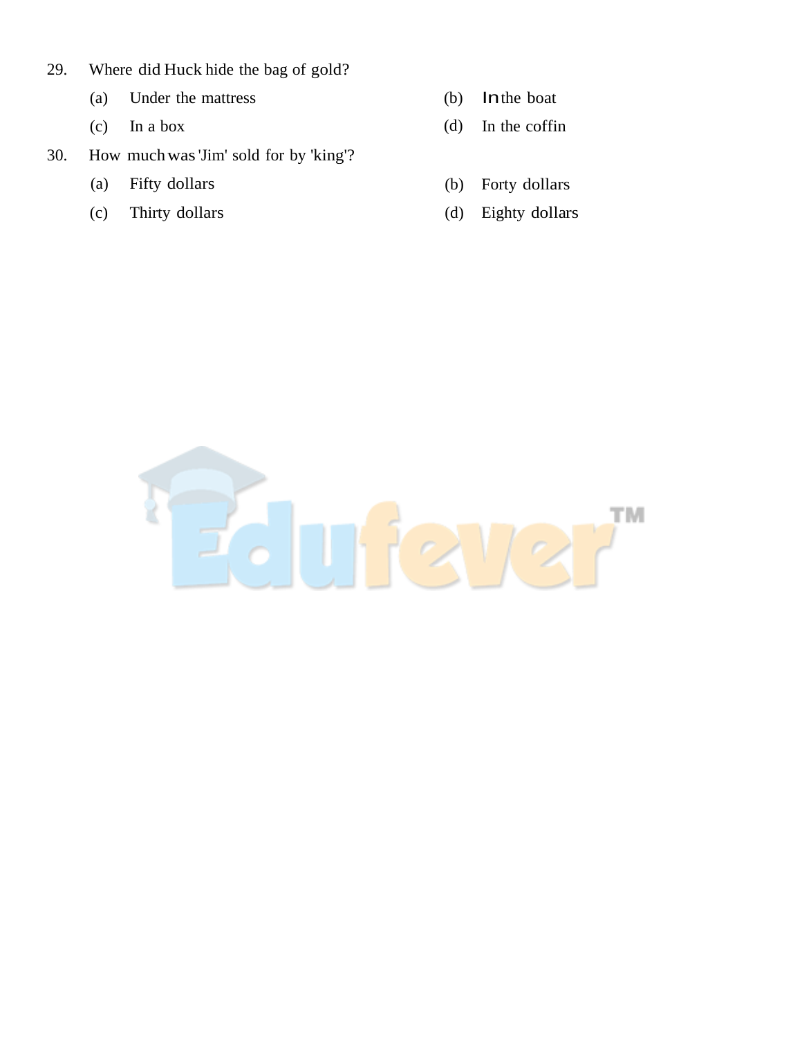29. Where did Huck hide the bag of gold?

    (a) Under the mattress
    (b) In the boat
    (c) In a box
    (d) In the coffin

30. How much was 'Jim' sold for by 'king'?

    (a) Fifty dollars
    (b) Forty dollars
    (c) Thirty dollars
    (d) Eighty dollars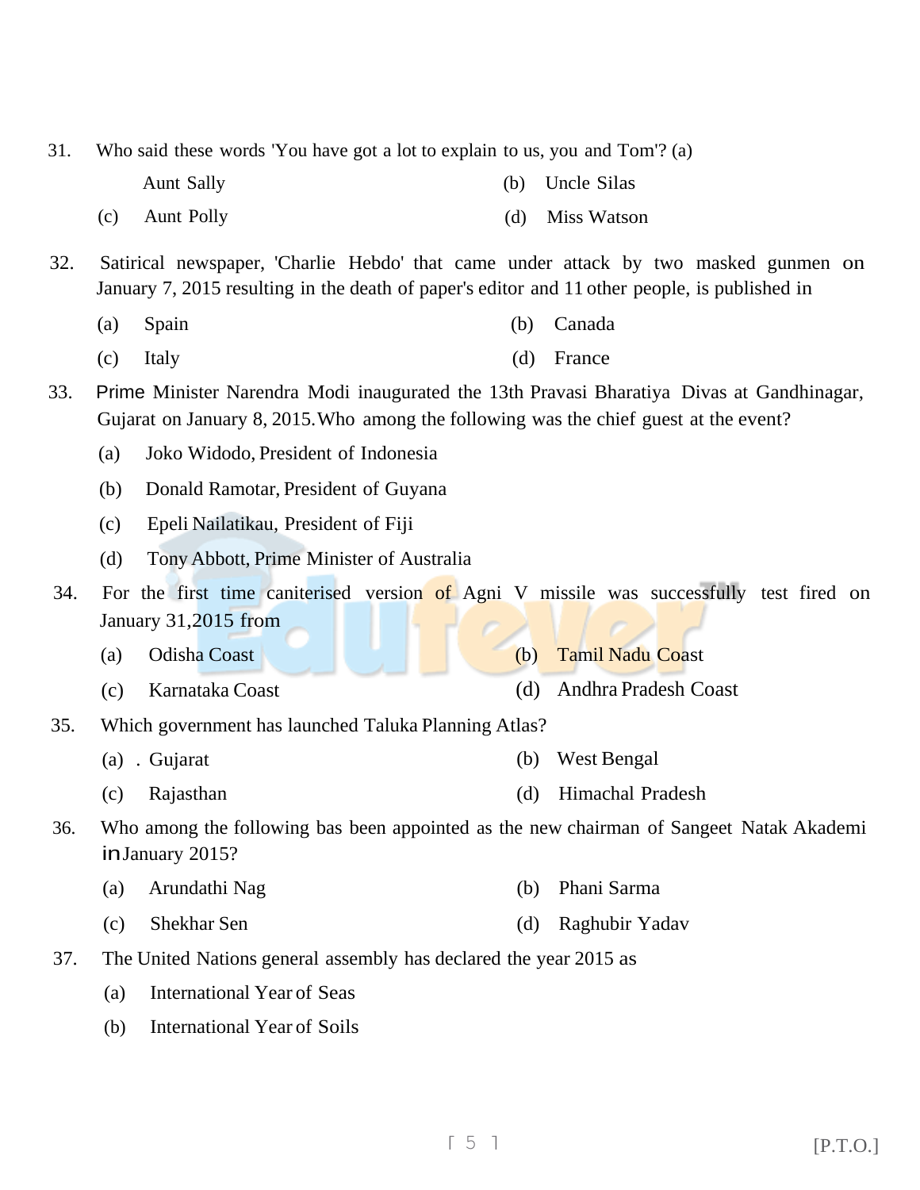31. Who said these words 'You have got a lot to explain to us, you and Tom'? (a)

    Aunt Sally (b) Uncle Silas

    (c) Aunt Polly (d) Miss Watson

32. Satirical newspaper, 'Charlie Hebdo' that came under attack by two masked gunmen on January 7, 2015 resulting in the death of paper's editor and 11 other people, is published in

    (a) Spain (b) Canada

    (c) Italy (d) France

33. Prime Minister Narendra Modi inaugurated the 13th Pravasi Bharatiya Divas at Gandhinagar, Gujarat on January 8, 2015. Who among the following was the chief guest at the event?

    (a) Joko Widodo, President of Indonesia

    (b) Donald Ramotar, President of Guyana

    (c) Epeli Nailatikau, President of Fiji

    (d) Tony Abbott, Prime Minister of Australia

34. For the first time caniterised version of Agni V missile was successfully test fired on January 31,2015 from

    (a) Odisha Coast (b) Tamil Nadu Coast

    (c) Karnataka Coast (d) Andhra Pradesh Coast

35. Which government has launched Taluka Planning Atlas?

    (a) . Gujarat (b) West Bengal

    (c) Rajasthan (d) Himachal Pradesh

36. Who among the following bas been appointed as the new chairman of Sangeet Natak Akademi in January 2015?

    (a) Arundathi Nag (b) Phani Sarma

    (c) Shekhar Sen (d) Raghubir Yadav

37. The United Nations general assembly has declared the year 2015 as

    (a) International Year of Seas

    (b) International Year of Soils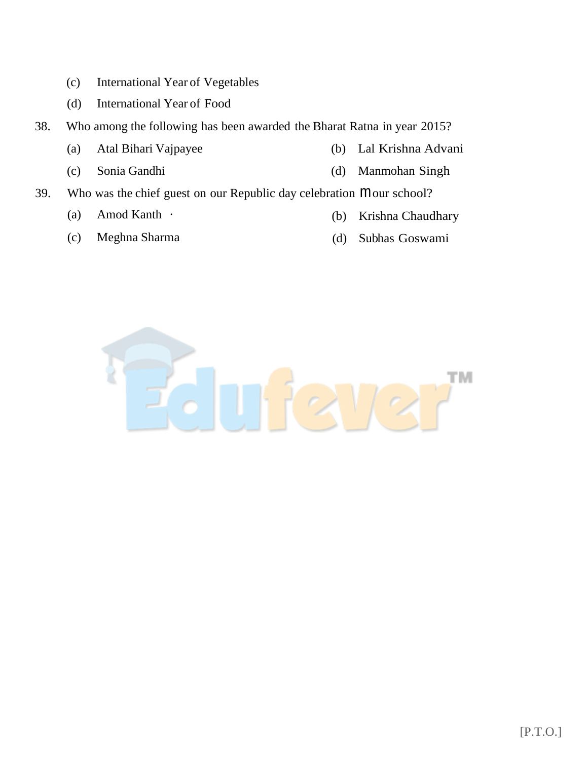(c) International Year of Vegetables

(d) International Year of Food

38. Who among the following has been awarded the Bharat Ratna in year 2015?

(a) Atal Bihari Vajpayee

(b) Lal Krishna Advani

(c) Sonia Gandhi

(d) Manmohan Singh

39. Who was the chief guest on our Republic day celebration m our school?

(a) Amod Kanth ·

(b) Krishna Chaudhary

(c) Meghna Sharma

(d) Subhas Goswami

[P.T.O.]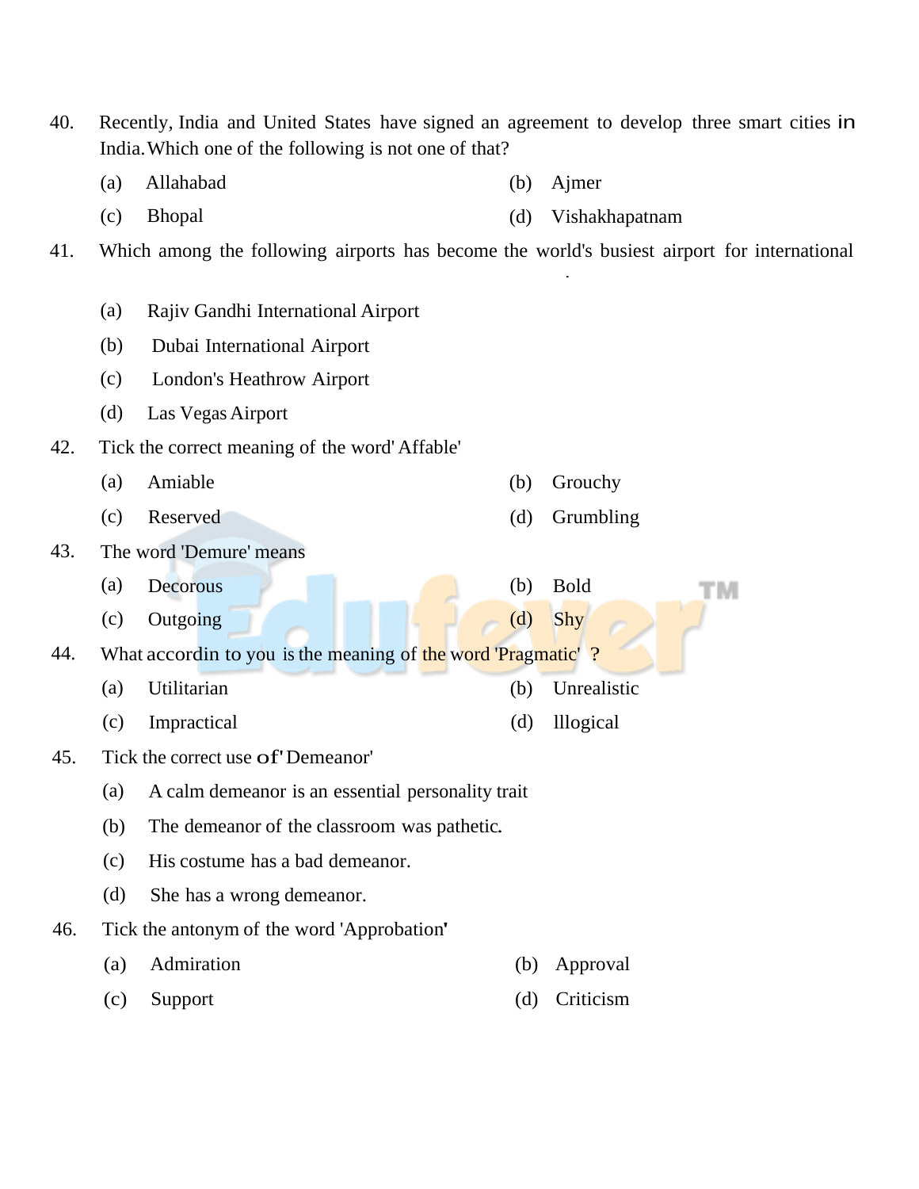40. Recently, India and United States have signed an agreement to develop three smart cities in India. Which one of the following is not one of that?

(a) Allahabad
(b) Ajmer
(c) Bhopal
(d) Vishakhapatnam

41. Which among the following airports has become the world's busiest airport for international

(a) Rajiv Gandhi International Airport
(b) Dubai International Airport
(c) London's Heathrow Airport
(d) Las Vegas Airport

42. Tick the correct meaning of the word' Affable'

(a) Amiable
(b) Grouchy
(c) Reserved
(d) Grumbling

43. The word 'Demure' means

(a) Decorous
(b) Bold
(c) Outgoing
(d) Shy

44. What accordin to you is the meaning of the word 'Pragmatic' ?

(a) Utilitarian
(b) Unrealistic
(c) Impractical
(d) lllogical

45. Tick the correct use of' Demeanor'

(a) A calm demeanor is an essential personality trait
(b) The demeanor of the classroom was pathetic.
(c) His costume has a bad demeanor.
(d) She has a wrong demeanor.

46. Tick the antonym of the word 'Approbation'

(a) Admiration
(b) Approval
(c) Support
(d) Criticism